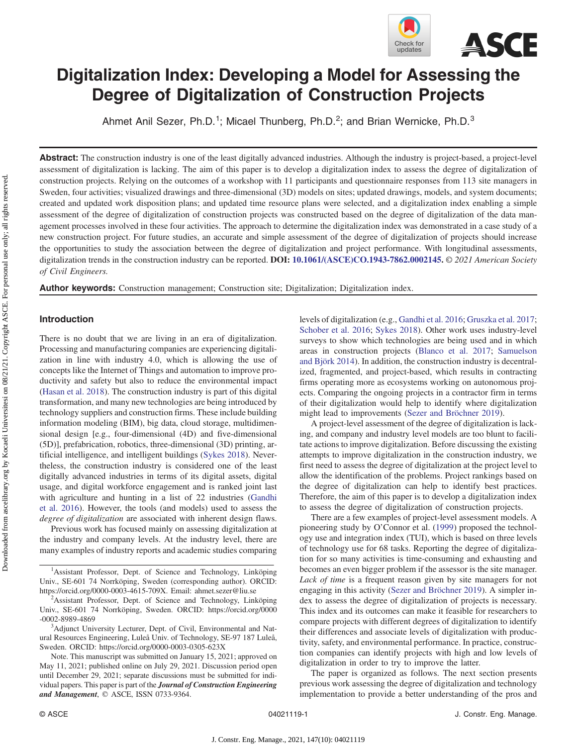# Digitalization Index: Developing a Model for Assessing the Degree of Digitalization of Construction Projects

Ahmet Anil Sezer, Ph.D.[1]; Micael Thunberg, Ph.D.[2]; and Brian Wernicke, Ph.D.[3]

**Abstract:** The construction industry is one of the least digitally advanced industries. Although the industry is project-based, a project-level assessment of digitalization is lacking. The aim of this paper is to develop a digitalization index to assess the degree of digitalization of construction projects. Relying on the outcomes of a workshop with 11 participants and questionnaire responses from 113 site managers in Sweden, four activities; visualized drawings and three-dimensional (3D) models on sites; updated drawings, models, and system documents; created and updated work disposition plans; and updated time resource plans were selected, and a digitalization index enabling a simple assessment of the degree of digitalization of construction projects was constructed based on the degree of digitalization of the data management processes involved in these four activities. The approach to determine the digitalization index was demonstrated in a case study of a new construction project. For future studies, an accurate and simple assessment of the degree of digitalization of projects should increase the opportunities to study the association between the degree of digitalization and project performance. With longitudinal assessments, digitalization trends in the construction industry can be reported. **DOI: 10.1061/(ASCE)CO.1943-7862.0002145.** *© 2021 American Society of Civil Engineers.*

**Author keywords:** Construction management; Construction site; Digitalization; Digitalization index.

## Introduction

There is no doubt that we are living in an era of digitalization. Processing and manufacturing companies are experiencing digitalization in line with industry 4.0, which is allowing the use of concepts like the Internet of Things and automation to improve productivity and safety but also to reduce the environmental impact (Hasan et al. 2018). The construction industry is part of this digital transformation, and many new technologies are being introduced by technology suppliers and construction firms. These include building information modeling (BIM), big data, cloud storage, multidimensional design [e.g., four-dimensional (4D) and five-dimensional (5D)], prefabrication, robotics, three-dimensional (3D) printing, artificial intelligence, and intelligent buildings (Sykes 2018). Nevertheless, the construction industry is considered one of the least digitally advanced industries in terms of its digital assets, digital usage, and digital workforce engagement and is ranked joint last with agriculture and hunting in a list of 22 industries (Gandhi et al. 2016). However, the tools (and models) used to assess the *degree of digitalization* are associated with inherent design flaws.

Previous work has focused mainly on assessing digitalization at the industry and company levels. At the industry level, there are many examples of industry reports and academic studies comparing levels of digitalization (e.g., Gandhi et al. 2016; Gruszka et al. 2017; Schober et al. 2016; Sykes 2018). Other work uses industry-level surveys to show which technologies are being used and in which areas in construction projects (Blanco et al. 2017; Samuelson and Björk 2014). In addition, the construction industry is decentralized, fragmented, and project-based, which results in contracting firms operating more as ecosystems working on autonomous projects. Comparing the ongoing projects in a contractor firm in terms of their digitalization would help to identify where digitalization might lead to improvements (Sezer and Bröchner 2019).

A project-level assessment of the degree of digitalization is lacking, and company and industry level models are too blunt to facilitate actions to improve digitalization. Before discussing the existing attempts to improve digitalization in the construction industry, we first need to assess the degree of digitalization at the project level to allow the identification of the problems. Project rankings based on the degree of digitalization can help to identify best practices. Therefore, the aim of this paper is to develop a digitalization index to assess the degree of digitalization of construction projects.

There are a few examples of project-level assessment models. A pioneering study by O'Connor et al. (1999) proposed the technology use and integration index (TUI), which is based on three levels of technology use for 68 tasks. Reporting the degree of digitalization for so many activities is time-consuming and exhausting and becomes an even bigger problem if the assessor is the site manager. *Lack of time* is a frequent reason given by site managers for not engaging in this activity (Sezer and Bröchner 2019). A simpler index to assess the degree of digitalization of projects is necessary. This index and its outcomes can make it feasible for researchers to compare projects with different degrees of digitalization to identify their differences and associate levels of digitalization with productivity, safety, and environmental performance. In practice, construction companies can identify projects with high and low levels of digitalization in order to try to improve the latter.

The paper is organized as follows. The next section presents previous work assessing the degree of digitalization and technology implementation to provide a better understanding of the pros and

---

[1]Assistant Professor, Dept. of Science and Technology, Linköping Univ., SE-601 74 Norrköping, Sweden (corresponding author). ORCID: https://orcid.org/0000-0003-4615-709X. Email: ahmet.sezer@liu.se

[2]Assistant Professor, Dept. of Science and Technology, Linköping Univ., SE-601 74 Norrköping, Sweden. ORCID: https://orcid.org/0000-0002-8989-4869

[3]Adjunct University Lecturer, Dept. of Civil, Environmental and Natural Resources Engineering, Luleå Univ. of Technology, SE-97 187 Luleå, Sweden. ORCID: https://orcid.org/0000-0003-0305-623X

Note. This manuscript was submitted on January 15, 2021; approved on May 11, 2021; published online on July 29, 2021. Discussion period open until December 29, 2021; separate discussions must be submitted for individual papers. This paper is part of the ***Journal of Construction Engineering and Management***, © ASCE, ISSN 0733-9364.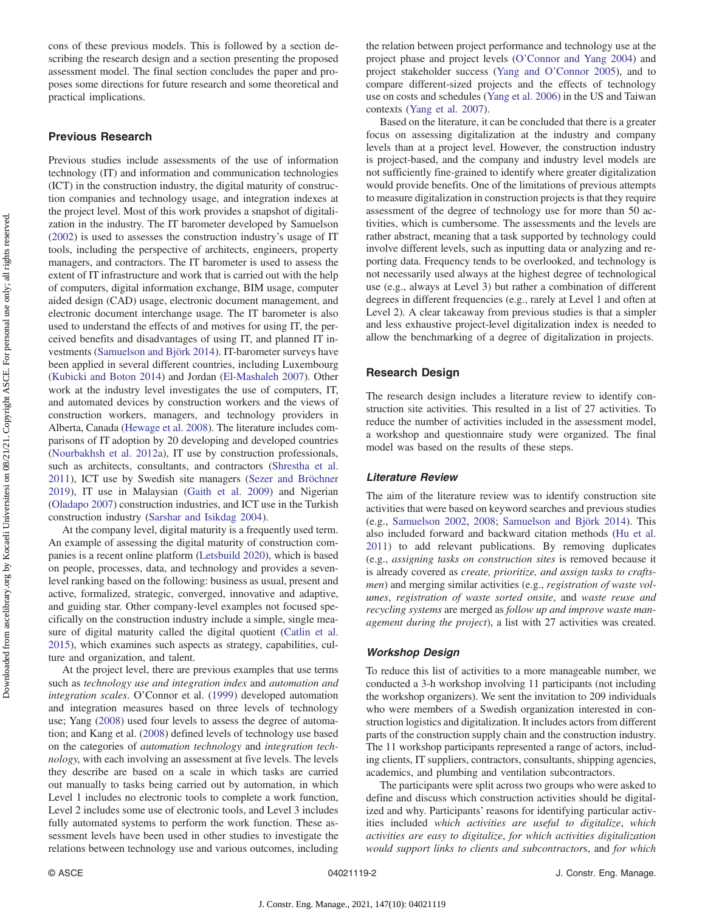cons of these previous models. This is followed by a section describing the research design and a section presenting the proposed assessment model. The final section concludes the paper and proposes some directions for future research and some theoretical and practical implications.

## Previous Research

Previous studies include assessments of the use of information technology (IT) and information and communication technologies (ICT) in the construction industry, the digital maturity of construction companies and technology usage, and integration indexes at the project level. Most of this work provides a snapshot of digitalization in the industry. The IT barometer developed by Samuelson (2002) is used to assesses the construction industry's usage of IT tools, including the perspective of architects, engineers, property managers, and contractors. The IT barometer is used to assess the extent of IT infrastructure and work that is carried out with the help of computers, digital information exchange, BIM usage, computer aided design (CAD) usage, electronic document management, and electronic document interchange usage. The IT barometer is also used to understand the effects of and motives for using IT, the perceived benefits and disadvantages of using IT, and planned IT investments (Samuelson and Björk 2014). IT-barometer surveys have been applied in several different countries, including Luxembourg (Kubicki and Boton 2014) and Jordan (El-Mashaleh 2007). Other work at the industry level investigates the use of computers, IT, and automated devices by construction workers and the views of construction workers, managers, and technology providers in Alberta, Canada (Hewage et al. 2008). The literature includes comparisons of IT adoption by 20 developing and developed countries (Nourbakhsh et al. 2012a), IT use by construction professionals, such as architects, consultants, and contractors (Shrestha et al. 2011), ICT use by Swedish site managers (Sezer and Bröchner 2019), IT use in Malaysian (Gaith et al. 2009) and Nigerian (Oladapo 2007) construction industries, and ICT use in the Turkish construction industry (Sarshar and Isikdag 2004).

At the company level, digital maturity is a frequently used term. An example of assessing the digital maturity of construction companies is a recent online platform (Letsbuild 2020), which is based on people, processes, data, and technology and provides a seven-level ranking based on the following: business as usual, present and active, formalized, strategic, converged, innovative and adaptive, and guiding star. Other company-level examples not focused specifically on the construction industry include a simple, single measure of digital maturity called the digital quotient (Catlin et al. 2015), which examines such aspects as strategy, capabilities, culture and organization, and talent.

At the project level, there are previous examples that use terms such as *technology use and integration index* and *automation and integration scales*. O'Connor et al. (1999) developed automation and integration measures based on three levels of technology use; Yang (2008) used four levels to assess the degree of automation; and Kang et al. (2008) defined levels of technology use based on the categories of *automation technology* and *integration technology*, with each involving an assessment at five levels. The levels they describe are based on a scale in which tasks are carried out manually to tasks being carried out by automation, in which Level 1 includes no electronic tools to complete a work function, Level 2 includes some use of electronic tools, and Level 3 includes fully automated systems to perform the work function. These assessment levels have been used in other studies to investigate the relations between technology use and various outcomes, including the relation between project performance and technology use at the project phase and project levels (O'Connor and Yang 2004) and project stakeholder success (Yang and O'Connor 2005), and to compare different-sized projects and the effects of technology use on costs and schedules (Yang et al. 2006) in the US and Taiwan contexts (Yang et al. 2007).

Based on the literature, it can be concluded that there is a greater focus on assessing digitalization at the industry and company levels than at a project level. However, the construction industry is project-based, and the company and industry level models are not sufficiently fine-grained to identify where greater digitalization would provide benefits. One of the limitations of previous attempts to measure digitalization in construction projects is that they require assessment of the degree of technology use for more than 50 activities, which is cumbersome. The assessments and the levels are rather abstract, meaning that a task supported by technology could involve different levels, such as inputting data or analyzing and reporting data. Frequency tends to be overlooked, and technology is not necessarily used always at the highest degree of technological use (e.g., always at Level 3) but rather a combination of different degrees in different frequencies (e.g., rarely at Level 1 and often at Level 2). A clear takeaway from previous studies is that a simpler and less exhaustive project-level digitalization index is needed to allow the benchmarking of a degree of digitalization in projects.

## Research Design

The research design includes a literature review to identify construction site activities. This resulted in a list of 27 activities. To reduce the number of activities included in the assessment model, a workshop and questionnaire study were organized. The final model was based on the results of these steps.

### Literature Review

The aim of the literature review was to identify construction site activities that were based on keyword searches and previous studies (e.g., Samuelson 2002, 2008; Samuelson and Björk 2014). This also included forward and backward citation methods (Hu et al. 2011) to add relevant publications. By removing duplicates (e.g., *assigning tasks on construction sites* is removed because it is already covered as *create, prioritize, and assign tasks to craftsmen*) and merging similar activities (e.g., *registration of waste volumes*, *registration of waste sorted onsite*, and *waste reuse and recycling systems* are merged as *follow up and improve waste management during the project*), a list with 27 activities was created.

### Workshop Design

To reduce this list of activities to a more manageable number, we conducted a 3-h workshop involving 11 participants (not including the workshop organizers). We sent the invitation to 209 individuals who were members of a Swedish organization interested in construction logistics and digitalization. It includes actors from different parts of the construction supply chain and the construction industry. The 11 workshop participants represented a range of actors, including clients, IT suppliers, contractors, consultants, shipping agencies, academics, and plumbing and ventilation subcontractors.

The participants were split across two groups who were asked to define and discuss which construction activities should be digitalized and why. Participants' reasons for identifying particular activities included *which activities are useful to digitalize*, *which activities are easy to digitalize*, *for which activities digitalization would support links to clients and subcontractor*s, and *for which*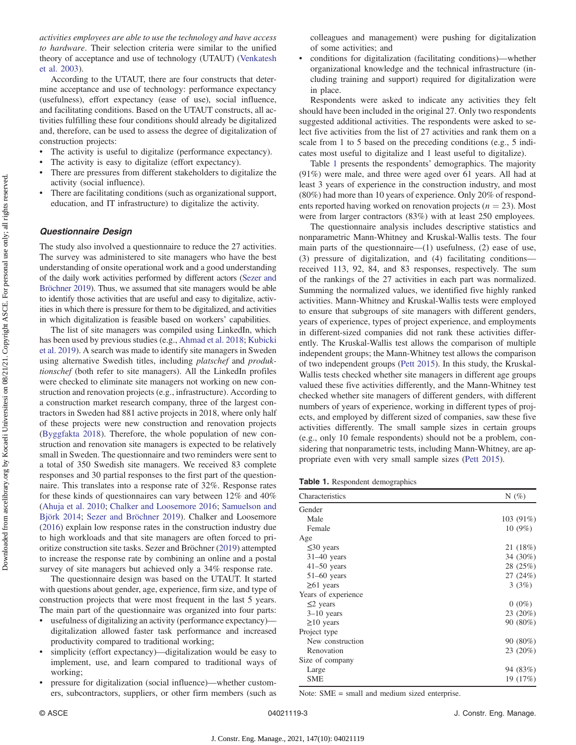*activities employees are able to use the technology and have access to hardware*. Their selection criteria were similar to the unified theory of acceptance and use of technology (UTAUT) (Venkatesh et al. 2003).

According to the UTAUT, there are four constructs that determine acceptance and use of technology: performance expectancy (usefulness), effort expectancy (ease of use), social influence, and facilitating conditions. Based on the UTAUT constructs, all activities fulfilling these four conditions should already be digitalized and, therefore, can be used to assess the degree of digitalization of construction projects:

- The activity is useful to digitalize (performance expectancy).
- The activity is easy to digitalize (effort expectancy).
- There are pressures from different stakeholders to digitalize the activity (social influence).
- There are facilitating conditions (such as organizational support, education, and IT infrastructure) to digitalize the activity.

### Questionnaire Design

The study also involved a questionnaire to reduce the 27 activities. The survey was administered to site managers who have the best understanding of onsite operational work and a good understanding of the daily work activities performed by different actors (Sezer and Bröchner 2019). Thus, we assumed that site managers would be able to identify those activities that are useful and easy to digitalize, activities in which there is pressure for them to be digitalized, and activities in which digitalization is feasible based on workers' capabilities.

The list of site managers was compiled using LinkedIn, which has been used by previous studies (e.g., Ahmad et al. 2018; Kubicki et al. 2019). A search was made to identify site managers in Sweden using alternative Swedish titles, including *platschef* and *produktionschef* (both refer to site managers). All the LinkedIn profiles were checked to eliminate site managers not working on new construction and renovation projects (e.g., infrastructure). According to a construction market research company, three of the largest contractors in Sweden had 881 active projects in 2018, where only half of these projects were new construction and renovation projects (Byggfakta 2018). Therefore, the whole population of new construction and renovation site managers is expected to be relatively small in Sweden. The questionnaire and two reminders were sent to a total of 350 Swedish site managers. We received 83 complete responses and 30 partial responses to the first part of the questionnaire. This translates into a response rate of 32%. Response rates for these kinds of questionnaires can vary between 12% and 40% (Ahuja et al. 2010; Chalker and Loosemore 2016; Samuelson and Björk 2014; Sezer and Bröchner 2019). Chalker and Loosemore (2016) explain low response rates in the construction industry due to high workloads and that site managers are often forced to prioritize construction site tasks. Sezer and Bröchner (2019) attempted to increase the response rate by combining an online and a postal survey of site managers but achieved only a 34% response rate.

The questionnaire design was based on the UTAUT. It started with questions about gender, age, experience, firm size, and type of construction projects that were most frequent in the last 5 years. The main part of the questionnaire was organized into four parts:

- usefulness of digitalizing an activity (performance expectancy)—digitalization allowed faster task performance and increased productivity compared to traditional working;
- simplicity (effort expectancy)—digitalization would be easy to implement, use, and learn compared to traditional ways of working;
- pressure for digitalization (social influence)—whether customers, subcontractors, suppliers, or other firm members (such as colleagues and management) were pushing for digitalization of some activities; and
- conditions for digitalization (facilitating conditions)—whether organizational knowledge and the technical infrastructure (including training and support) required for digitalization were in place.

Respondents were asked to indicate any activities they felt should have been included in the original 27. Only two respondents suggested additional activities. The respondents were asked to select five activities from the list of 27 activities and rank them on a scale from 1 to 5 based on the preceding conditions (e.g., 5 indicates most useful to digitalize and 1 least useful to digitalize).

Table 1 presents the respondents' demographics. The majority (91%) were male, and three were aged over 61 years. All had at least 3 years of experience in the construction industry, and most (80%) had more than 10 years of experience. Only 20% of respondents reported having worked on renovation projects ($n = 23$). Most were from larger contractors (83%) with at least 250 employees.

The questionnaire analysis includes descriptive statistics and nonparametric Mann-Whitney and Kruskal-Wallis tests. The four main parts of the questionnaire—(1) usefulness, (2) ease of use, (3) pressure of digitalization, and (4) facilitating conditions—received 113, 92, 84, and 83 responses, respectively. The sum of the rankings of the 27 activities in each part was normalized. Summing the normalized values, we identified five highly ranked activities. Mann-Whitney and Kruskal-Wallis tests were employed to ensure that subgroups of site managers with different genders, years of experience, types of project experience, and employments in different-sized companies did not rank these activities differently. The Kruskal-Wallis test allows the comparison of multiple independent groups; the Mann-Whitney test allows the comparison of two independent groups (Pett 2015). In this study, the Kruskal-Wallis tests checked whether site managers in different age groups valued these five activities differently, and the Mann-Whitney test checked whether site managers of different genders, with different numbers of years of experience, working in different types of projects, and employed by different sized of companies, saw these five activities differently. The small sample sizes in certain groups (e.g., only 10 female respondents) should not be a problem, considering that nonparametric tests, including Mann-Whitney, are appropriate even with very small sample sizes (Pett 2015).

**Table 1.** Respondent demographics

| Characteristics | N (%) |
|---|---|
| Gender | |
| Male | 103 (91%) |
| Female | 10 (9%) |
| Age | |
| ≤30 years | 21 (18%) |
| 31–40 years | 34 (30%) |
| 41–50 years | 28 (25%) |
| 51–60 years | 27 (24%) |
| ≥61 years | 3 (3%) |
| Years of experience | |
| ≤2 years | 0 (0%) |
| 3–10 years | 23 (20%) |
| ≥10 years | 90 (80%) |
| Project type | |
| New construction | 90 (80%) |
| Renovation | 23 (20%) |
| Size of company | |
| Large | 94 (83%) |
| SME | 19 (17%) |

Note: SME = small and medium sized enterprise.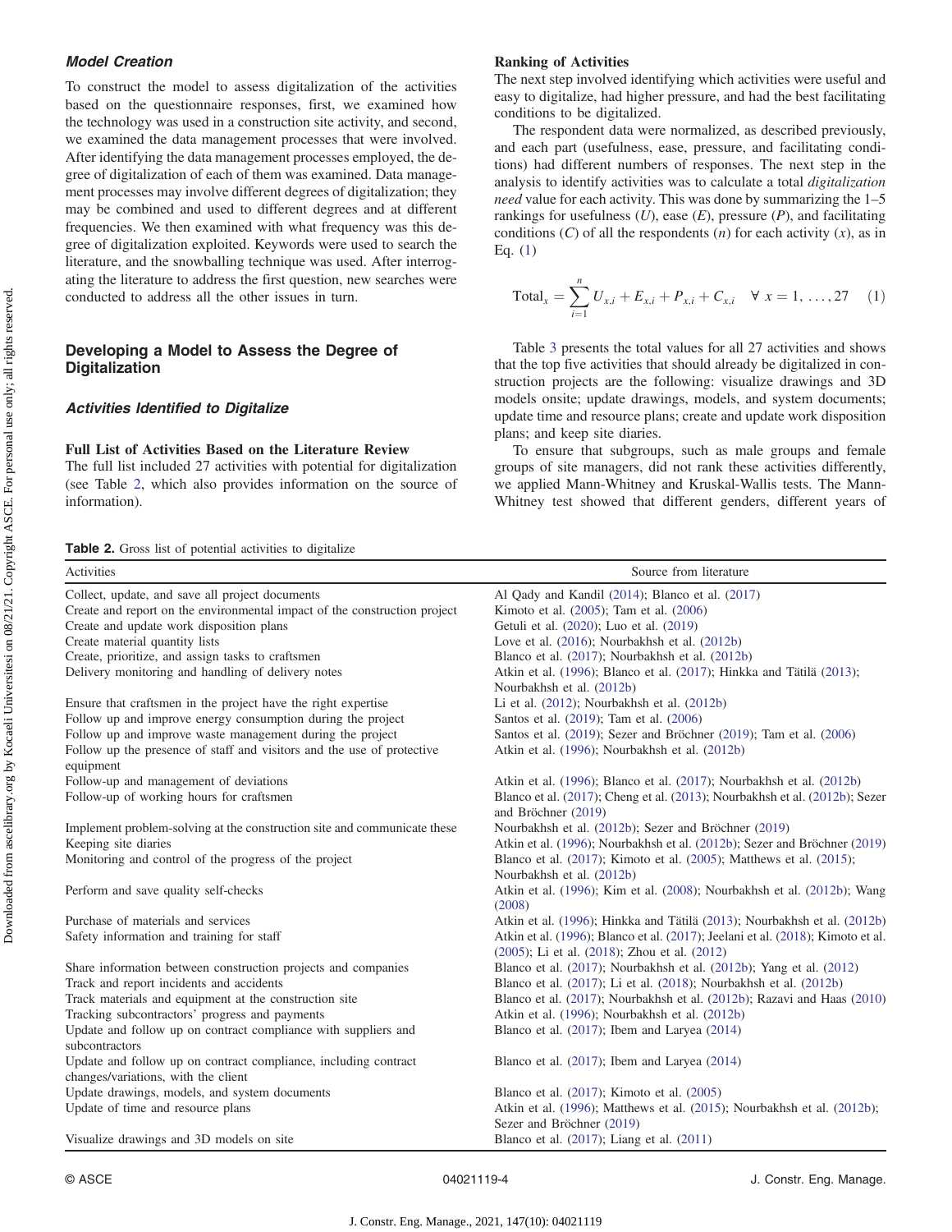### *Model Creation*

To construct the model to assess digitalization of the activities based on the questionnaire responses, first, we examined how the technology was used in a construction site activity, and second, we examined the data management processes that were involved. After identifying the data management processes employed, the degree of digitalization of each of them was examined. Data management processes may involve different degrees of digitalization; they may be combined and used to different degrees and at different frequencies. We then examined with what frequency was this degree of digitalization exploited. Keywords were used to search the literature, and the snowballing technique was used. After interrogating the literature to address the first question, new searches were conducted to address all the other issues in turn.

## Developing a Model to Assess the Degree of Digitalization

### *Activities Identified to Digitalize*

#### Full List of Activities Based on the Literature Review

The full list included 27 activities with potential for digitalization (see Table 2, which also provides information on the source of information).

#### Ranking of Activities

The next step involved identifying which activities were useful and easy to digitalize, had higher pressure, and had the best facilitating conditions to be digitalized.

The respondent data were normalized, as described previously, and each part (usefulness, ease, pressure, and facilitating conditions) had different numbers of responses. The next step in the analysis to identify activities was to calculate a total *digitalization need* value for each activity. This was done by summarizing the 1–5 rankings for usefulness ($U$), ease ($E$), pressure ($P$), and facilitating conditions ($C$) of all the respondents ($n$) for each activity ($x$), as in Eq. (1)

$$\text{Total}_x = \sum_{i=1}^{n} U_{x,i} + E_{x,i} + P_{x,i} + C_{x,i} \quad \forall\ x = 1, \ldots, 27 \qquad (1)$$

Table 3 presents the total values for all 27 activities and shows that the top five activities that should already be digitalized in construction projects are the following: visualize drawings and 3D models onsite; update drawings, models, and system documents; update time and resource plans; create and update work disposition plans; and keep site diaries.

To ensure that subgroups, such as male groups and female groups of site managers, did not rank these activities differently, we applied Mann-Whitney and Kruskal-Wallis tests. The Mann-Whitney test showed that different genders, different years of

**Table 2.** Gross list of potential activities to digitalize

| Activities | Source from literature |
|---|---|
| Collect, update, and save all project documents | Al Qady and Kandil (2014); Blanco et al. (2017) |
| Create and report on the environmental impact of the construction project | Kimoto et al. (2005); Tam et al. (2006) |
| Create and update work disposition plans | Getuli et al. (2020); Luo et al. (2019) |
| Create material quantity lists | Love et al. (2016); Nourbakhsh et al. (2012b) |
| Create, prioritize, and assign tasks to craftsmen | Blanco et al. (2017); Nourbakhsh et al. (2012b) |
| Delivery monitoring and handling of delivery notes | Atkin et al. (1996); Blanco et al. (2017); Hinkka and Tätilä (2013); Nourbakhsh et al. (2012b) |
| Ensure that craftsmen in the project have the right expertise | Li et al. (2012); Nourbakhsh et al. (2012b) |
| Follow up and improve energy consumption during the project | Santos et al. (2019); Tam et al. (2006) |
| Follow up and improve waste management during the project | Santos et al. (2019); Sezer and Bröchner (2019); Tam et al. (2006) |
| Follow up the presence of staff and visitors and the use of protective equipment | Atkin et al. (1996); Nourbakhsh et al. (2012b) |
| Follow-up and management of deviations | Atkin et al. (1996); Blanco et al. (2017); Nourbakhsh et al. (2012b) |
| Follow-up of working hours for craftsmen | Blanco et al. (2017); Cheng et al. (2013); Nourbakhsh et al. (2012b); Sezer and Bröchner (2019) |
| Implement problem-solving at the construction site and communicate these | Nourbakhsh et al. (2012b); Sezer and Bröchner (2019) |
| Keeping site diaries | Atkin et al. (1996); Nourbakhsh et al. (2012b); Sezer and Bröchner (2019) |
| Monitoring and control of the progress of the project | Blanco et al. (2017); Kimoto et al. (2005); Matthews et al. (2015); Nourbakhsh et al. (2012b) |
| Perform and save quality self-checks | Atkin et al. (1996); Kim et al. (2008); Nourbakhsh et al. (2012b); Wang (2008) |
| Purchase of materials and services | Atkin et al. (1996); Hinkka and Tätilä (2013); Nourbakhsh et al. (2012b) |
| Safety information and training for staff | Atkin et al. (1996); Blanco et al. (2017); Jeelani et al. (2018); Kimoto et al. (2005); Li et al. (2018); Zhou et al. (2012) |
| Share information between construction projects and companies | Blanco et al. (2017); Nourbakhsh et al. (2012b); Yang et al. (2012) |
| Track and report incidents and accidents | Blanco et al. (2017); Li et al. (2018); Nourbakhsh et al. (2012b) |
| Track materials and equipment at the construction site | Blanco et al. (2017); Nourbakhsh et al. (2012b); Razavi and Haas (2010) |
| Tracking subcontractors' progress and payments | Atkin et al. (1996); Nourbakhsh et al. (2012b) |
| Update and follow up on contract compliance with suppliers and subcontractors | Blanco et al. (2017); Ibem and Laryea (2014) |
| Update and follow up on contract compliance, including contract changes/variations, with the client | Blanco et al. (2017); Ibem and Laryea (2014) |
| Update drawings, models, and system documents | Blanco et al. (2017); Kimoto et al. (2005) |
| Update of time and resource plans | Atkin et al. (1996); Matthews et al. (2015); Nourbakhsh et al. (2012b); Sezer and Bröchner (2019) |
| Visualize drawings and 3D models on site | Blanco et al. (2017); Liang et al. (2011) |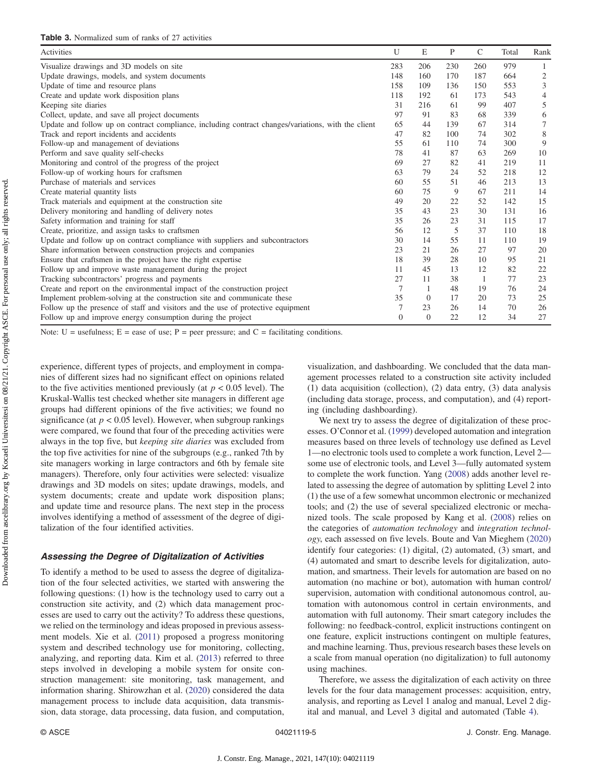**Table 3.** Normalized sum of ranks of 27 activities

| Activities | U | E | P | C | Total | Rank |
|---|---|---|---|---|---|---|
| Visualize drawings and 3D models on site | 283 | 206 | 230 | 260 | 979 | 1 |
| Update drawings, models, and system documents | 148 | 160 | 170 | 187 | 664 | 2 |
| Update of time and resource plans | 158 | 109 | 136 | 150 | 553 | 3 |
| Create and update work disposition plans | 118 | 192 | 61 | 173 | 543 | 4 |
| Keeping site diaries | 31 | 216 | 61 | 99 | 407 | 5 |
| Collect, update, and save all project documents | 97 | 91 | 83 | 68 | 339 | 6 |
| Update and follow up on contract compliance, including contract changes/variations, with the client | 65 | 44 | 139 | 67 | 314 | 7 |
| Track and report incidents and accidents | 47 | 82 | 100 | 74 | 302 | 8 |
| Follow-up and management of deviations | 55 | 61 | 110 | 74 | 300 | 9 |
| Perform and save quality self-checks | 78 | 41 | 87 | 63 | 269 | 10 |
| Monitoring and control of the progress of the project | 69 | 27 | 82 | 41 | 219 | 11 |
| Follow-up of working hours for craftsmen | 63 | 79 | 24 | 52 | 218 | 12 |
| Purchase of materials and services | 60 | 55 | 51 | 46 | 213 | 13 |
| Create material quantity lists | 60 | 75 | 9 | 67 | 211 | 14 |
| Track materials and equipment at the construction site | 49 | 20 | 22 | 52 | 142 | 15 |
| Delivery monitoring and handling of delivery notes | 35 | 43 | 23 | 30 | 131 | 16 |
| Safety information and training for staff | 35 | 26 | 23 | 31 | 115 | 17 |
| Create, prioritize, and assign tasks to craftsmen | 56 | 12 | 5 | 37 | 110 | 18 |
| Update and follow up on contract compliance with suppliers and subcontractors | 30 | 14 | 55 | 11 | 110 | 19 |
| Share information between construction projects and companies | 23 | 21 | 26 | 27 | 97 | 20 |
| Ensure that craftsmen in the project have the right expertise | 18 | 39 | 28 | 10 | 95 | 21 |
| Follow up and improve waste management during the project | 11 | 45 | 13 | 12 | 82 | 22 |
| Tracking subcontractors' progress and payments | 27 | 11 | 38 | 1 | 77 | 23 |
| Create and report on the environmental impact of the construction project | 7 | 1 | 48 | 19 | 76 | 24 |
| Implement problem-solving at the construction site and communicate these | 35 | 0 | 17 | 20 | 73 | 25 |
| Follow up the presence of staff and visitors and the use of protective equipment | 7 | 23 | 26 | 14 | 70 | 26 |
| Follow up and improve energy consumption during the project | 0 | 0 | 22 | 12 | 34 | 27 |

Note: U = usefulness; E = ease of use; P = peer pressure; and C = facilitating conditions.

experience, different types of projects, and employment in companies of different sizes had no significant effect on opinions related to the five activities mentioned previously (at $p < 0.05$ level). The Kruskal-Wallis test checked whether site managers in different age groups had different opinions of the five activities; we found no significance (at $p < 0.05$ level). However, when subgroup rankings were compared, we found that four of the preceding activities were always in the top five, but *keeping site diaries* was excluded from the top five activities for nine of the subgroups (e.g., ranked 7th by site managers working in large contractors and 6th by female site managers). Therefore, only four activities were selected: visualize drawings and 3D models on sites; update drawings, models, and system documents; create and update work disposition plans; and update time and resource plans. The next step in the process involves identifying a method of assessment of the degree of digitalization of the four identified activities.

### Assessing the Degree of Digitalization of Activities

To identify a method to be used to assess the degree of digitalization of the four selected activities, we started with answering the following questions: (1) how is the technology used to carry out a construction site activity, and (2) which data management processes are used to carry out the activity? To address these questions, we relied on the terminology and ideas proposed in previous assessment models. Xie et al. (2011) proposed a progress monitoring system and described technology use for monitoring, collecting, analyzing, and reporting data. Kim et al. (2013) referred to three steps involved in developing a mobile system for onsite construction management: site monitoring, task management, and information sharing. Shirowzhan et al. (2020) considered the data management process to include data acquisition, data transmission, data storage, data processing, data fusion, and computation, visualization, and dashboarding. We concluded that the data management processes related to a construction site activity included (1) data acquisition (collection), (2) data entry, (3) data analysis (including data storage, process, and computation), and (4) reporting (including dashboarding).

We next try to assess the degree of digitalization of these processes. O'Connor et al. (1999) developed automation and integration measures based on three levels of technology use defined as Level 1—no electronic tools used to complete a work function, Level 2—some use of electronic tools, and Level 3—fully automated system to complete the work function. Yang (2008) adds another level related to assessing the degree of automation by splitting Level 2 into (1) the use of a few somewhat uncommon electronic or mechanized tools; and (2) the use of several specialized electronic or mechanized tools. The scale proposed by Kang et al. (2008) relies on the categories of *automation technology* and *integration technology*, each assessed on five levels. Boute and Van Mieghem (2020) identify four categories: (1) digital, (2) automated, (3) smart, and (4) automated and smart to describe levels for digitalization, automation, and smartness. Their levels for automation are based on no automation (no machine or bot), automation with human control/supervision, automation with conditional autonomous control, automation with autonomous control in certain environments, and automation with full autonomy. Their smart category includes the following: no feedback-control, explicit instructions contingent on one feature, explicit instructions contingent on multiple features, and machine learning. Thus, previous research bases these levels on a scale from manual operation (no digitalization) to full autonomy using machines.

Therefore, we assess the digitalization of each activity on three levels for the four data management processes: acquisition, entry, analysis, and reporting as Level 1 analog and manual, Level 2 digital and manual, and Level 3 digital and automated (Table 4).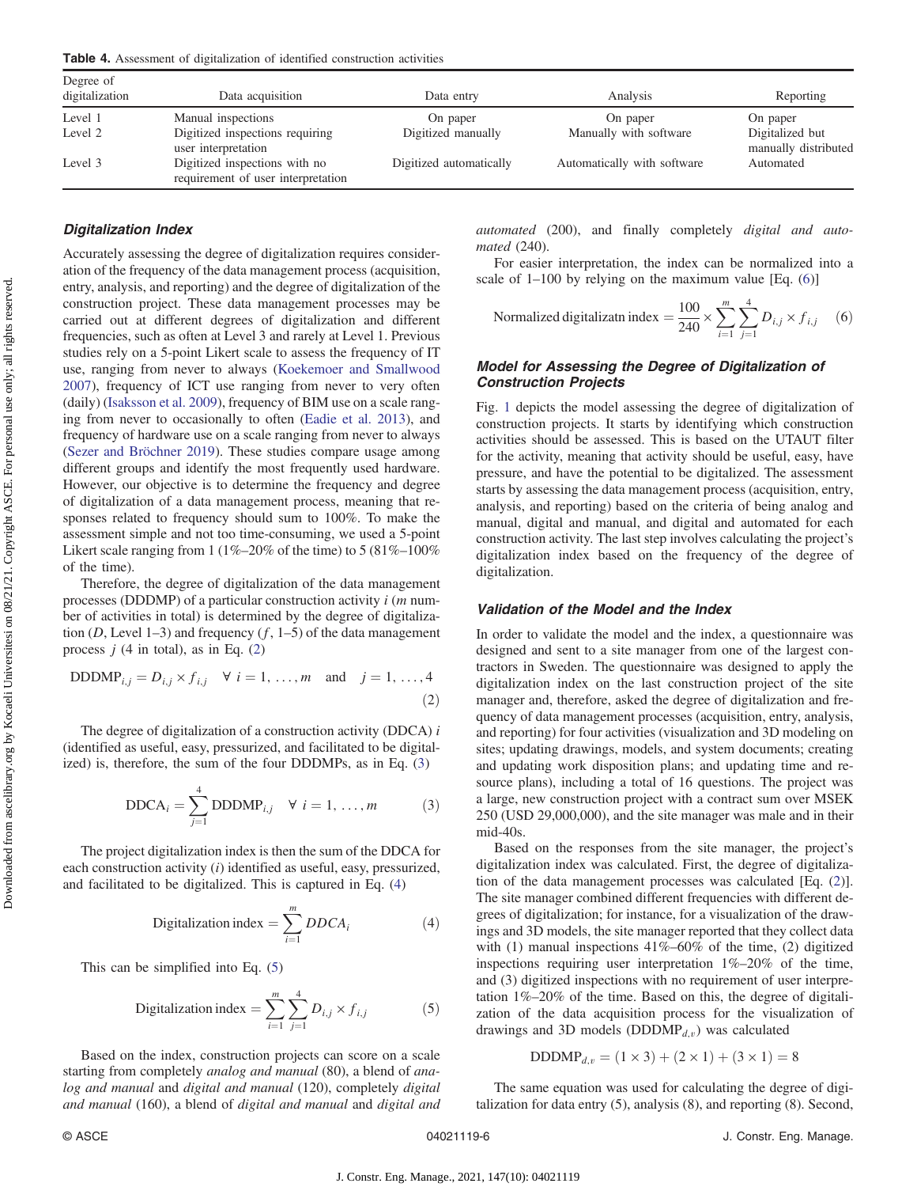**Table 4.** Assessment of digitalization of identified construction activities

| Degree of digitalization | Data acquisition | Data entry | Analysis | Reporting |
|---|---|---|---|---|
| Level 1 | Manual inspections | On paper | On paper | On paper |
| Level 2 | Digitized inspections requiring user interpretation | Digitized manually | Manually with software | Digitalized but manually distributed |
| Level 3 | Digitized inspections with no requirement of user interpretation | Digitized automatically | Automatically with software | Automated |

### Digitalization Index

Accurately assessing the degree of digitalization requires consideration of the frequency of the data management process (acquisition, entry, analysis, and reporting) and the degree of digitalization of the construction project. These data management processes may be carried out at different degrees of digitalization and different frequencies, such as often at Level 3 and rarely at Level 1. Previous studies rely on a 5-point Likert scale to assess the frequency of IT use, ranging from never to always (Koekemoer and Smallwood 2007), frequency of ICT use ranging from never to very often (daily) (Isaksson et al. 2009), frequency of BIM use on a scale ranging from never to occasionally to often (Eadie et al. 2013), and frequency of hardware use on a scale ranging from never to always (Sezer and Bröchner 2019). These studies compare usage among different groups and identify the most frequently used hardware. However, our objective is to determine the frequency and degree of digitalization of a data management process, meaning that responses related to frequency should sum to 100%. To make the assessment simple and not too time-consuming, we used a 5-point Likert scale ranging from 1 (1%–20% of the time) to 5 (81%–100% of the time).

Therefore, the degree of digitalization of the data management processes (DDDMP) of a particular construction activity $i$ ($m$ number of activities in total) is determined by the degree of digitalization ($D$, Level 1–3) and frequency ($f$, 1–5) of the data management process $j$ (4 in total), as in Eq. (2)

$$\mathrm{DDDMP}_{i,j} = D_{i,j} \times f_{i,j} \quad \forall\ i = 1, \ldots, m \quad \text{and} \quad j = 1, \ldots, 4 \tag{2}$$

The degree of digitalization of a construction activity (DDCA) $i$ (identified as useful, easy, pressurized, and facilitated to be digitalized) is, therefore, the sum of the four DDDMPs, as in Eq. (3)

$$\mathrm{DDCA}_i = \sum_{j=1}^{4} \mathrm{DDDMP}_{i,j} \quad \forall\ i = 1, \ldots, m \tag{3}$$

The project digitalization index is then the sum of the DDCA for each construction activity ($i$) identified as useful, easy, pressurized, and facilitated to be digitalized. This is captured in Eq. (4)

$$\text{Digitalization index} = \sum_{i=1}^{m} DDCA_i \tag{4}$$

This can be simplified into Eq. (5)

$$\text{Digitalization index} = \sum_{i=1}^{m} \sum_{j=1}^{4} D_{i,j} \times f_{i,j} \tag{5}$$

Based on the index, construction projects can score on a scale starting from completely *analog and manual* (80), a blend of *analog and manual* and *digital and manual* (120), completely *digital and manual* (160), a blend of *digital and manual* and *digital and automated* (200), and finally completely *digital and automated* (240).

For easier interpretation, the index can be normalized into a scale of 1–100 by relying on the maximum value [Eq. (6)]

$$\text{Normalized digitalizatn index} = \frac{100}{240} \times \sum_{i=1}^{m} \sum_{j=1}^{4} D_{i,j} \times f_{i,j} \tag{6}$$

### Model for Assessing the Degree of Digitalization of Construction Projects

Fig. 1 depicts the model assessing the degree of digitalization of construction projects. It starts by identifying which construction activities should be assessed. This is based on the UTAUT filter for the activity, meaning that activity should be useful, easy, have pressure, and have the potential to be digitalized. The assessment starts by assessing the data management process (acquisition, entry, analysis, and reporting) based on the criteria of being analog and manual, digital and manual, and digital and automated for each construction activity. The last step involves calculating the project's digitalization index based on the frequency of the degree of digitalization.

### Validation of the Model and the Index

In order to validate the model and the index, a questionnaire was designed and sent to a site manager from one of the largest contractors in Sweden. The questionnaire was designed to apply the digitalization index on the last construction project of the site manager and, therefore, asked the degree of digitalization and frequency of data management processes (acquisition, entry, analysis, and reporting) for four activities (visualization and 3D modeling on sites; updating drawings, models, and system documents; creating and updating work disposition plans; and updating time and resource plans), including a total of 16 questions. The project was a large, new construction project with a contract sum over MSEK 250 (USD 29,000,000), and the site manager was male and in their mid-40s.

Based on the responses from the site manager, the project's digitalization index was calculated. First, the degree of digitalization of the data management processes was calculated [Eq. (2)]. The site manager combined different frequencies with different degrees of digitalization; for instance, for a visualization of the drawings and 3D models, the site manager reported that they collect data with (1) manual inspections 41%–60% of the time, (2) digitized inspections requiring user interpretation 1%–20% of the time, and (3) digitized inspections with no requirement of user interpretation 1%–20% of the time. Based on this, the degree of digitalization of the data acquisition process for the visualization of drawings and 3D models ($\mathrm{DDDMP}_{d,v}$) was calculated

$$\mathrm{DDDMP}_{d,v} = (1 \times 3) + (2 \times 1) + (3 \times 1) = 8$$

The same equation was used for calculating the degree of digitalization for data entry (5), analysis (8), and reporting (8). Second,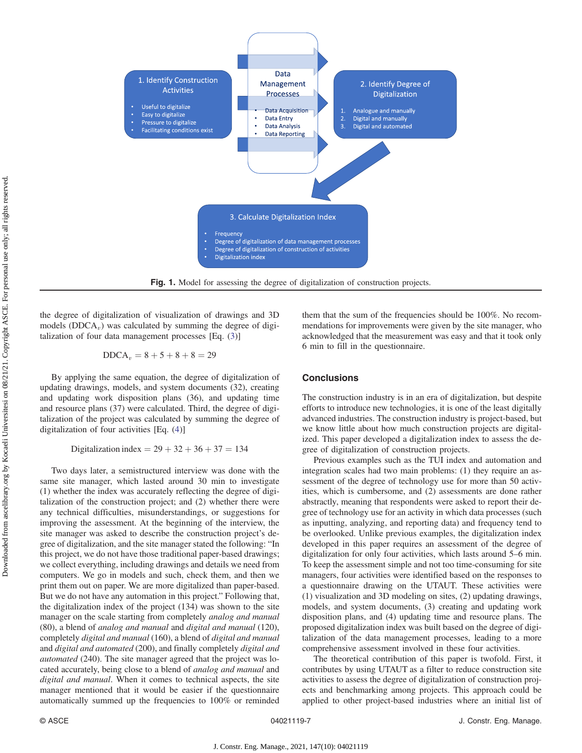Fig. 1. Model for assessing the degree of digitalization of construction projects.

the degree of digitalization of visualization of drawings and 3D models ($DDCA_v$) was calculated by summing the degree of digitalization of four data management processes [Eq. (3)]

$$DDCA_v = 8 + 5 + 8 + 8 = 29$$

By applying the same equation, the degree of digitalization of updating drawings, models, and system documents (32), creating and updating work disposition plans (36), and updating time and resource plans (37) were calculated. Third, the degree of digitalization of the project was calculated by summing the degree of digitalization of four activities [Eq. (4)]

$$\text{Digitalization index} = 29 + 32 + 36 + 37 = 134$$

Two days later, a semistructured interview was done with the same site manager, which lasted around 30 min to investigate (1) whether the index was accurately reflecting the degree of digitalization of the construction project; and (2) whether there were any technical difficulties, misunderstandings, or suggestions for improving the assessment. At the beginning of the interview, the site manager was asked to describe the construction project's degree of digitalization, and the site manager stated the following: "In this project, we do not have those traditional paper-based drawings; we collect everything, including drawings and details we need from computers. We go in models and such, check them, and then we print them out on paper. We are more digitalized than paper-based. But we do not have any automation in this project." Following that, the digitalization index of the project (134) was shown to the site manager on the scale starting from completely *analog and manual* (80), a blend of *analog and manual* and *digital and manual* (120), completely *digital and manual* (160), a blend of *digital and manual* and *digital and automated* (200), and finally completely *digital and automated* (240). The site manager agreed that the project was located accurately, being close to a blend of *analog and manual* and *digital and manual*. When it comes to technical aspects, the site manager mentioned that it would be easier if the questionnaire automatically summed up the frequencies to 100% or reminded them that the sum of the frequencies should be 100%. No recommendations for improvements were given by the site manager, who acknowledged that the measurement was easy and that it took only 6 min to fill in the questionnaire.

## Conclusions

The construction industry is in an era of digitalization, but despite efforts to introduce new technologies, it is one of the least digitally advanced industries. The construction industry is project-based, but we know little about how much construction projects are digitalized. This paper developed a digitalization index to assess the degree of digitalization of construction projects.

Previous examples such as the TUI index and automation and integration scales had two main problems: (1) they require an assessment of the degree of technology use for more than 50 activities, which is cumbersome, and (2) assessments are done rather abstractly, meaning that respondents were asked to report their degree of technology use for an activity in which data processes (such as inputting, analyzing, and reporting data) and frequency tend to be overlooked. Unlike previous examples, the digitalization index developed in this paper requires an assessment of the degree of digitalization for only four activities, which lasts around 5–6 min. To keep the assessment simple and not too time-consuming for site managers, four activities were identified based on the responses to a questionnaire drawing on the UTAUT. These activities were (1) visualization and 3D modeling on sites, (2) updating drawings, models, and system documents, (3) creating and updating work disposition plans, and (4) updating time and resource plans. The proposed digitalization index was built based on the degree of digitalization of the data management processes, leading to a more comprehensive assessment involved in these four activities.

The theoretical contribution of this paper is twofold. First, it contributes by using UTAUT as a filter to reduce construction site activities to assess the degree of digitalization of construction projects and benchmarking among projects. This approach could be applied to other project-based industries where an initial list of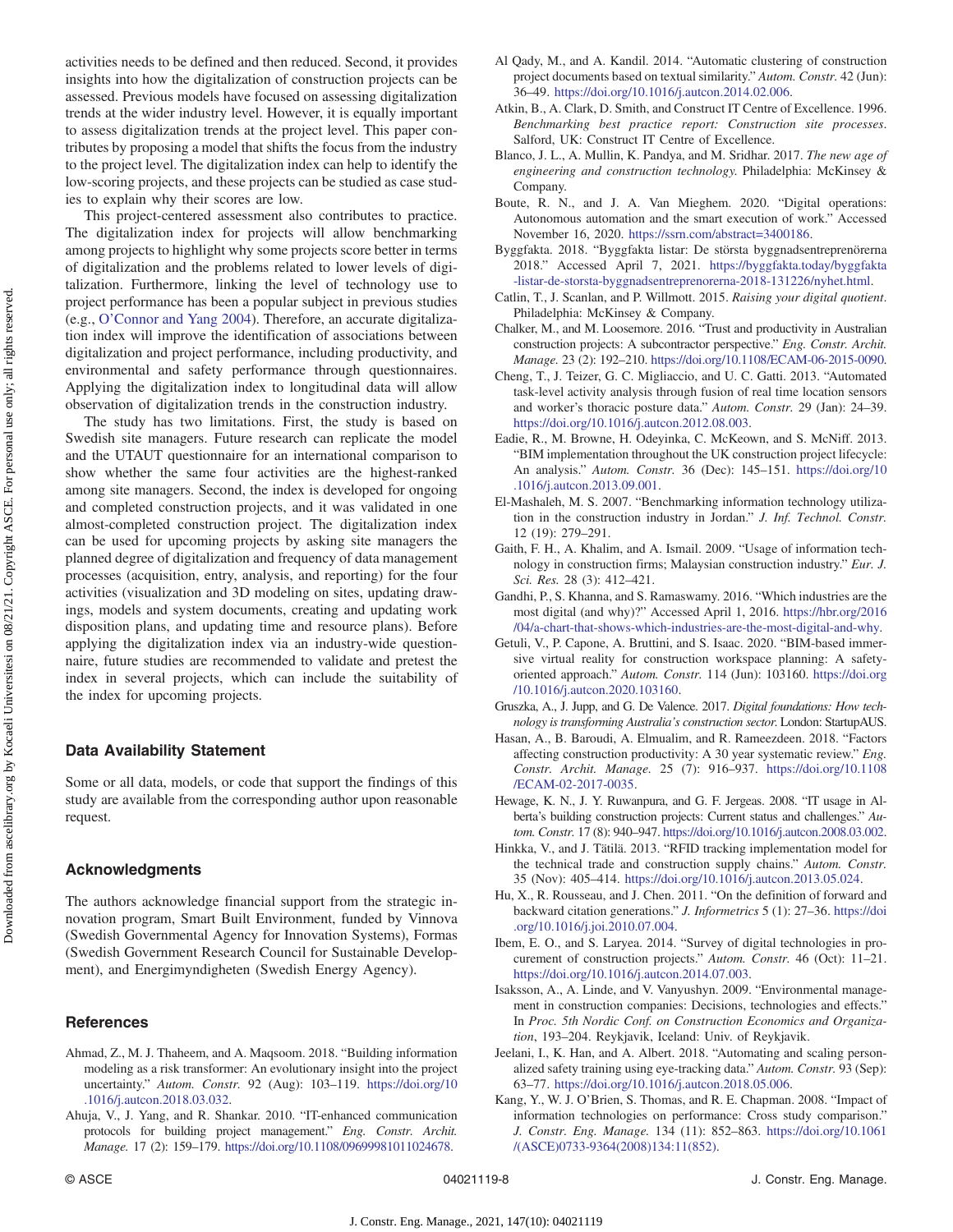activities needs to be defined and then reduced. Second, it provides insights into how the digitalization of construction projects can be assessed. Previous models have focused on assessing digitalization trends at the wider industry level. However, it is equally important to assess digitalization trends at the project level. This paper contributes by proposing a model that shifts the focus from the industry to the project level. The digitalization index can help to identify the low-scoring projects, and these projects can be studied as case studies to explain why their scores are low.

This project-centered assessment also contributes to practice. The digitalization index for projects will allow benchmarking among projects to highlight why some projects score better in terms of digitalization and the problems related to lower levels of digitalization. Furthermore, linking the level of technology use to project performance has been a popular subject in previous studies (e.g., O'Connor and Yang 2004). Therefore, an accurate digitalization index will improve the identification of associations between digitalization and project performance, including productivity, and environmental and safety performance through questionnaires. Applying the digitalization index to longitudinal data will allow observation of digitalization trends in the construction industry.

The study has two limitations. First, the study is based on Swedish site managers. Future research can replicate the model and the UTAUT questionnaire for an international comparison to show whether the same four activities are the highest-ranked among site managers. Second, the index is developed for ongoing and completed construction projects, and it was validated in one almost-completed construction project. The digitalization index can be used for upcoming projects by asking site managers the planned degree of digitalization and frequency of data management processes (acquisition, entry, analysis, and reporting) for the four activities (visualization and 3D modeling on sites, updating drawings, models and system documents, creating and updating work disposition plans, and updating time and resource plans). Before applying the digitalization index via an industry-wide questionnaire, future studies are recommended to validate and pretest the index in several projects, which can include the suitability of the index for upcoming projects.

## Data Availability Statement

Some or all data, models, or code that support the findings of this study are available from the corresponding author upon reasonable request.

## Acknowledgments

The authors acknowledge financial support from the strategic innovation program, Smart Built Environment, funded by Vinnova (Swedish Governmental Agency for Innovation Systems), Formas (Swedish Government Research Council for Sustainable Development), and Energimyndigheten (Swedish Energy Agency).

## References

Ahmad, Z., M. J. Thaheem, and A. Maqsoom. 2018. "Building information modeling as a risk transformer: An evolutionary insight into the project uncertainty." *Autom. Constr.* 92 (Aug): 103–119. https://doi.org/10.1016/j.autcon.2018.03.032.

Ahuja, V., J. Yang, and R. Shankar. 2010. "IT-enhanced communication protocols for building project management." *Eng. Constr. Archit. Manage.* 17 (2): 159–179. https://doi.org/10.1108/09699981011024678.

Al Qady, M., and A. Kandil. 2014. "Automatic clustering of construction project documents based on textual similarity." *Autom. Constr.* 42 (Jun): 36–49. https://doi.org/10.1016/j.autcon.2014.02.006.

Atkin, B., A. Clark, D. Smith, and Construct IT Centre of Excellence. 1996. *Benchmarking best practice report: Construction site processes*. Salford, UK: Construct IT Centre of Excellence.

Blanco, J. L., A. Mullin, K. Pandya, and M. Sridhar. 2017. *The new age of engineering and construction technology.* Philadelphia: McKinsey & Company.

Boute, R. N., and J. A. Van Mieghem. 2020. "Digital operations: Autonomous automation and the smart execution of work." Accessed November 16, 2020. https://ssrn.com/abstract=3400186.

Byggfakta. 2018. "Byggfakta listar: De största byggnadsentreprenörerna 2018." Accessed April 7, 2021. https://byggfakta.today/byggfakta-listar-de-storsta-byggnadsentreprenorerna-2018-131226/nyhet.html.

Catlin, T., J. Scanlan, and P. Willmott. 2015. *Raising your digital quotient*. Philadelphia: McKinsey & Company.

Chalker, M., and M. Loosemore. 2016. "Trust and productivity in Australian construction projects: A subcontractor perspective." *Eng. Constr. Archit. Manage.* 23 (2): 192–210. https://doi.org/10.1108/ECAM-06-2015-0090.

Cheng, T., J. Teizer, G. C. Migliaccio, and U. C. Gatti. 2013. "Automated task-level activity analysis through fusion of real time location sensors and worker's thoracic posture data." *Autom. Constr.* 29 (Jan): 24–39. https://doi.org/10.1016/j.autcon.2012.08.003.

Eadie, R., M. Browne, H. Odeyinka, C. McKeown, and S. McNiff. 2013. "BIM implementation throughout the UK construction project lifecycle: An analysis." *Autom. Constr.* 36 (Dec): 145–151. https://doi.org/10.1016/j.autcon.2013.09.001.

El-Mashaleh, M. S. 2007. "Benchmarking information technology utilization in the construction industry in Jordan." *J. Inf. Technol. Constr.* 12 (19): 279–291.

Gaith, F. H., A. Khalim, and A. Ismail. 2009. "Usage of information technology in construction firms; Malaysian construction industry." *Eur. J. Sci. Res.* 28 (3): 412–421.

Gandhi, P., S. Khanna, and S. Ramaswamy. 2016. "Which industries are the most digital (and why)?" Accessed April 1, 2016. https://hbr.org/2016/04/a-chart-that-shows-which-industries-are-the-most-digital-and-why.

Getuli, V., P. Capone, A. Bruttini, and S. Isaac. 2020. "BIM-based immersive virtual reality for construction workspace planning: A safety-oriented approach." *Autom. Constr.* 114 (Jun): 103160. https://doi.org/10.1016/j.autcon.2020.103160.

Gruszka, A., J. Jupp, and G. De Valence. 2017. *Digital foundations: How technology is transforming Australia's construction sector.* London: StartupAUS.

Hasan, A., B. Baroudi, A. Elmualim, and R. Rameezdeen. 2018. "Factors affecting construction productivity: A 30 year systematic review." *Eng. Constr. Archit. Manage.* 25 (7): 916–937. https://doi.org/10.1108/ECAM-02-2017-0035.

Hewage, K. N., J. Y. Ruwanpura, and G. F. Jergeas. 2008. "IT usage in Alberta's building construction projects: Current status and challenges." *Autom. Constr.* 17 (8): 940–947. https://doi.org/10.1016/j.autcon.2008.03.002.

Hinkka, V., and J. Tätilä. 2013. "RFID tracking implementation model for the technical trade and construction supply chains." *Autom. Constr.* 35 (Nov): 405–414. https://doi.org/10.1016/j.autcon.2013.05.024.

Hu, X., R. Rousseau, and J. Chen. 2011. "On the definition of forward and backward citation generations." *J. Informetrics* 5 (1): 27–36. https://doi.org/10.1016/j.joi.2010.07.004.

Ibem, E. O., and S. Laryea. 2014. "Survey of digital technologies in procurement of construction projects." *Autom. Constr.* 46 (Oct): 11–21. https://doi.org/10.1016/j.autcon.2014.07.003.

Isaksson, A., A. Linde, and V. Vanyushyn. 2009. "Environmental management in construction companies: Decisions, technologies and effects." In *Proc. 5th Nordic Conf. on Construction Economics and Organization*, 193–204. Reykjavik, Iceland: Univ. of Reykjavik.

Jeelani, I., K. Han, and A. Albert. 2018. "Automating and scaling personalized safety training using eye-tracking data." *Autom. Constr.* 93 (Sep): 63–77. https://doi.org/10.1016/j.autcon.2018.05.006.

Kang, Y., W. J. O'Brien, S. Thomas, and R. E. Chapman. 2008. "Impact of information technologies on performance: Cross study comparison." *J. Constr. Eng. Manage.* 134 (11): 852–863. https://doi.org/10.1061/(ASCE)0733-9364(2008)134:11(852).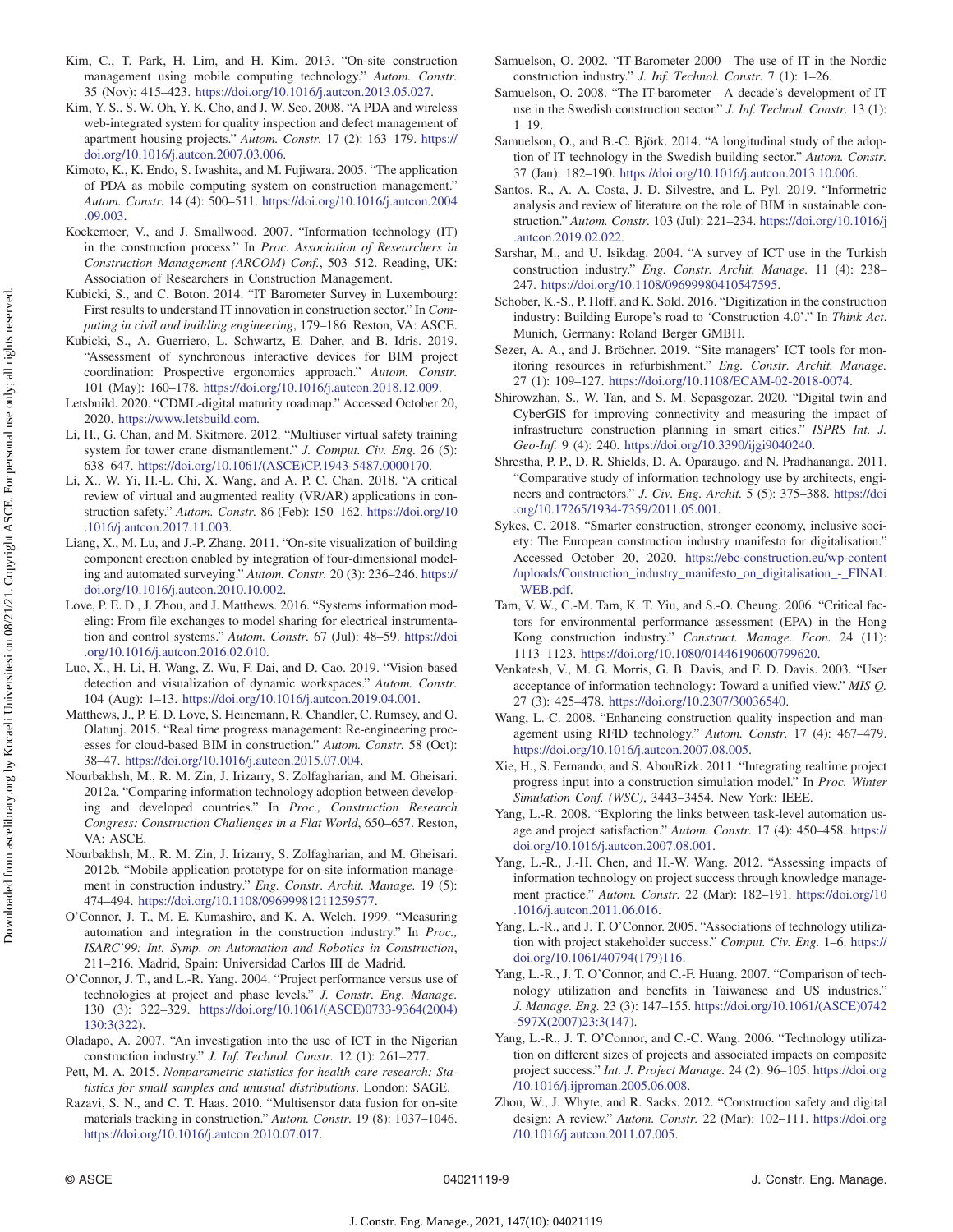Kim, C., T. Park, H. Lim, and H. Kim. 2013. "On-site construction management using mobile computing technology." *Autom. Constr.* 35 (Nov): 415–423. https://doi.org/10.1016/j.autcon.2013.05.027.

Kim, Y. S., S. W. Oh, Y. K. Cho, and J. W. Seo. 2008. "A PDA and wireless web-integrated system for quality inspection and defect management of apartment housing projects." *Autom. Constr.* 17 (2): 163–179. https://doi.org/10.1016/j.autcon.2007.03.006.

Kimoto, K., K. Endo, S. Iwashita, and M. Fujiwara. 2005. "The application of PDA as mobile computing system on construction management." *Autom. Constr.* 14 (4): 500–511. https://doi.org/10.1016/j.autcon.2004.09.003.

Koekemoer, V., and J. Smallwood. 2007. "Information technology (IT) in the construction process." In *Proc. Association of Researchers in Construction Management (ARCOM) Conf.*, 503–512. Reading, UK: Association of Researchers in Construction Management.

Kubicki, S., and C. Boton. 2014. "IT Barometer Survey in Luxembourg: First results to understand IT innovation in construction sector." In *Computing in civil and building engineering*, 179–186. Reston, VA: ASCE.

Kubicki, S., A. Guerriero, L. Schwartz, E. Daher, and B. Idris. 2019. "Assessment of synchronous interactive devices for BIM project coordination: Prospective ergonomics approach." *Autom. Constr.* 101 (May): 160–178. https://doi.org/10.1016/j.autcon.2018.12.009.

Letsbuild. 2020. "CDML-digital maturity roadmap." Accessed October 20, 2020. https://www.letsbuild.com.

Li, H., G. Chan, and M. Skitmore. 2012. "Multiuser virtual safety training system for tower crane dismantlement." *J. Comput. Civ. Eng.* 26 (5): 638–647. https://doi.org/10.1061/(ASCE)CP.1943-5487.0000170.

Li, X., W. Yi, H.-L. Chi, X. Wang, and A. P. C. Chan. 2018. "A critical review of virtual and augmented reality (VR/AR) applications in construction safety." *Autom. Constr.* 86 (Feb): 150–162. https://doi.org/10.1016/j.autcon.2017.11.003.

Liang, X., M. Lu, and J.-P. Zhang. 2011. "On-site visualization of building component erection enabled by integration of four-dimensional modeling and automated surveying." *Autom. Constr.* 20 (3): 236–246. https://doi.org/10.1016/j.autcon.2010.10.002.

Love, P. E. D., J. Zhou, and J. Matthews. 2016. "Systems information modeling: From file exchanges to model sharing for electrical instrumentation and control systems." *Autom. Constr.* 67 (Jul): 48–59. https://doi.org/10.1016/j.autcon.2016.02.010.

Luo, X., H. Li, H. Wang, Z. Wu, F. Dai, and D. Cao. 2019. "Vision-based detection and visualization of dynamic workspaces." *Autom. Constr.* 104 (Aug): 1–13. https://doi.org/10.1016/j.autcon.2019.04.001.

Matthews, J., P. E. D. Love, S. Heinemann, R. Chandler, C. Rumsey, and O. Olatunji. 2015. "Real time progress management: Re-engineering processes for cloud-based BIM in construction." *Autom. Constr.* 58 (Oct): 38–47. https://doi.org/10.1016/j.autcon.2015.07.004.

Nourbakhsh, M., R. M. Zin, J. Irizarry, S. Zolfagharian, and M. Gheisari. 2012a. "Comparing information technology adoption between developing and developed countries." In *Proc., Construction Research Congress: Construction Challenges in a Flat World*, 650–657. Reston, VA: ASCE.

Nourbakhsh, M., R. M. Zin, J. Irizarry, S. Zolfagharian, and M. Gheisari. 2012b. "Mobile application prototype for on-site information management in construction industry." *Eng. Constr. Archit. Manage.* 19 (5): 474–494. https://doi.org/10.1108/09699981211259577.

O'Connor, J. T., M. E. Kumashiro, and K. A. Welch. 1999. "Measuring automation and integration in the construction industry." In *Proc., ISARC'99: Int. Symp. on Automation and Robotics in Construction*, 211–216. Madrid, Spain: Universidad Carlos III de Madrid.

O'Connor, J. T., and L.-R. Yang. 2004. "Project performance versus use of technologies at project and phase levels." *J. Constr. Eng. Manage.* 130 (3): 322–329. https://doi.org/10.1061/(ASCE)0733-9364(2004)130:3(322).

Oladapo, A. 2007. "An investigation into the use of ICT in the Nigerian construction industry." *J. Inf. Technol. Constr.* 12 (1): 261–277.

Pett, M. A. 2015. *Nonparametric statistics for health care research: Statistics for small samples and unusual distributions*. London: SAGE.

Razavi, S. N., and C. T. Haas. 2010. "Multisensor data fusion for on-site materials tracking in construction." *Autom. Constr.* 19 (8): 1037–1046. https://doi.org/10.1016/j.autcon.2010.07.017.

Samuelson, O. 2002. "IT-Barometer 2000—The use of IT in the Nordic construction industry." *J. Inf. Technol. Constr.* 7 (1): 1–26.

Samuelson, O. 2008. "The IT-barometer—A decade's development of IT use in the Swedish construction sector." *J. Inf. Technol. Constr.* 13 (1): 1–19.

Samuelson, O., and B.-C. Björk. 2014. "A longitudinal study of the adoption of IT technology in the Swedish building sector." *Autom. Constr.* 37 (Jan): 182–190. https://doi.org/10.1016/j.autcon.2013.10.006.

Santos, R., A. A. Costa, J. D. Silvestre, and L. Pyl. 2019. "Informetric analysis and review of literature on the role of BIM in sustainable construction." *Autom. Constr.* 103 (Jul): 221–234. https://doi.org/10.1016/j.autcon.2019.02.022.

Sarshar, M., and U. Isikdag. 2004. "A survey of ICT use in the Turkish construction industry." *Eng. Constr. Archit. Manage.* 11 (4): 238–247. https://doi.org/10.1108/09699980410547595.

Schober, K.-S., P. Hoff, and K. Sold. 2016. "Digitization in the construction industry: Building Europe's road to 'Construction 4.0'." In *Think Act*. Munich, Germany: Roland Berger GMBH.

Sezer, A. A., and J. Bröchner. 2019. "Site managers' ICT tools for monitoring resources in refurbishment." *Eng. Constr. Archit. Manage.* 27 (1): 109–127. https://doi.org/10.1108/ECAM-02-2018-0074.

Shirowzhan, S., W. Tan, and S. M. Sepasgozar. 2020. "Digital twin and CyberGIS for improving connectivity and measuring the impact of infrastructure construction planning in smart cities." *ISPRS Int. J. Geo-Inf.* 9 (4): 240. https://doi.org/10.3390/ijgi9040240.

Shrestha, P. P., D. R. Shields, D. A. Oparaugo, and N. Pradhananga. 2011. "Comparative study of information technology use by architects, engineers and contractors." *J. Civ. Eng. Archit.* 5 (5): 375–388. https://doi.org/10.17265/1934-7359/2011.05.001.

Sykes, C. 2018. "Smarter construction, stronger economy, inclusive society: The European construction industry manifesto for digitalisation." Accessed October 20, 2020. https://ebc-construction.eu/wp-content/uploads/Construction_industry_manifesto_on_digitalisation_-_FINAL_WEB.pdf.

Tam, V. W., C.-M. Tam, K. T. Yiu, and S.-O. Cheung. 2006. "Critical factors for environmental performance assessment (EPA) in the Hong Kong construction industry." *Construct. Manage. Econ.* 24 (11): 1113–1123. https://doi.org/10.1080/01446190600799620.

Venkatesh, V., M. G. Morris, G. B. Davis, and F. D. Davis. 2003. "User acceptance of information technology: Toward a unified view." *MIS Q.* 27 (3): 425–478. https://doi.org/10.2307/30036540.

Wang, L.-C. 2008. "Enhancing construction quality inspection and management using RFID technology." *Autom. Constr.* 17 (4): 467–479. https://doi.org/10.1016/j.autcon.2007.08.005.

Xie, H., S. Fernando, and S. AbouRizk. 2011. "Integrating realtime project progress input into a construction simulation model." In *Proc. Winter Simulation Conf. (WSC)*, 3443–3454. New York: IEEE.

Yang, L.-R. 2008. "Exploring the links between task-level automation usage and project satisfaction." *Autom. Constr.* 17 (4): 450–458. https://doi.org/10.1016/j.autcon.2007.08.001.

Yang, L.-R., J.-H. Chen, and H.-W. Wang. 2012. "Assessing impacts of information technology on project success through knowledge management practice." *Autom. Constr.* 22 (Mar): 182–191. https://doi.org/10.1016/j.autcon.2011.06.016.

Yang, L.-R., and J. T. O'Connor. 2005. "Associations of technology utilization with project stakeholder success." *Comput. Civ. Eng.* 1–6. https://doi.org/10.1061/40794(179)116.

Yang, L.-R., J. T. O'Connor, and C.-F. Huang. 2007. "Comparison of technology utilization and benefits in Taiwanese and US industries." *J. Manage. Eng.* 23 (3): 147–155. https://doi.org/10.1061/(ASCE)0742-597X(2007)23:3(147).

Yang, L.-R., J. T. O'Connor, and C.-C. Wang. 2006. "Technology utilization on different sizes of projects and associated impacts on composite project success." *Int. J. Project Manage.* 24 (2): 96–105. https://doi.org/10.1016/j.ijproman.2005.06.008.

Zhou, W., J. Whyte, and R. Sacks. 2012. "Construction safety and digital design: A review." *Autom. Constr.* 22 (Mar): 102–111. https://doi.org/10.1016/j.autcon.2011.07.005.